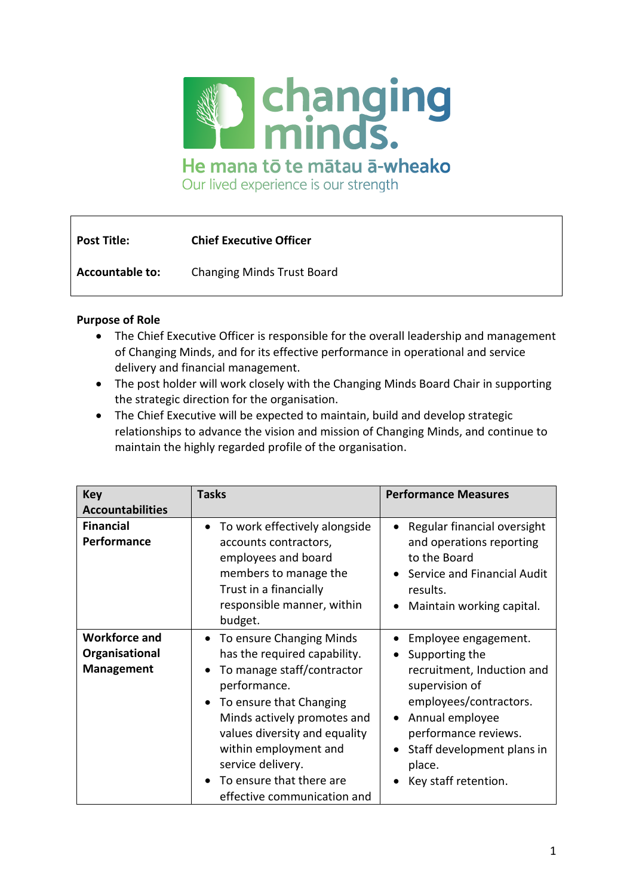changing minds.

He mana tō te mātau ā-wheako

Our lived experience is our strength

| | |
|---|---|
| **Post Title:** | **Chief Executive Officer** |
| **Accountable to:** | Changing Minds Trust Board |

**Purpose of Role**

- The Chief Executive Officer is responsible for the overall leadership and management of Changing Minds, and for its effective performance in operational and service delivery and financial management.
- The post holder will work closely with the Changing Minds Board Chair in supporting the strategic direction for the organisation.
- The Chief Executive will be expected to maintain, build and develop strategic relationships to advance the vision and mission of Changing Minds, and continue to maintain the highly regarded profile of the organisation.

| Key Accountabilities | Tasks | Performance Measures |
|---|---|---|
| **Financial Performance** | • To work effectively alongside accounts contractors, employees and board members to manage the Trust in a financially responsible manner, within budget. | • Regular financial oversight and operations reporting to the Board<br>• Service and Financial Audit results.<br>• Maintain working capital. |
| **Workforce and Organisational Management** | • To ensure Changing Minds has the required capability.<br>• To manage staff/contractor performance.<br>• To ensure that Changing Minds actively promotes and values diversity and equality within employment and service delivery.<br>• To ensure that there are effective communication and | • Employee engagement.<br>• Supporting the recruitment, Induction and supervision of employees/contractors.<br>• Annual employee performance reviews.<br>• Staff development plans in place.<br>• Key staff retention. |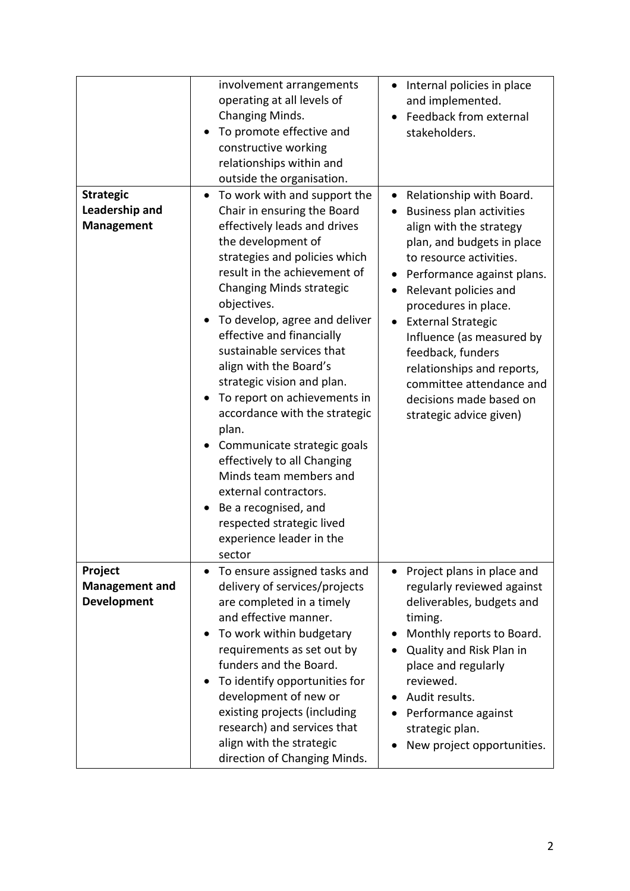| | | |
|---|---|---|
| | involvement arrangements operating at all levels of Changing Minds.<br>• To promote effective and constructive working relationships within and outside the organisation. | • Internal policies in place and implemented.<br>• Feedback from external stakeholders. |
| **Strategic Leadership and Management** | • To work with and support the Chair in ensuring the Board effectively leads and drives the development of strategies and policies which result in the achievement of Changing Minds strategic objectives.<br>• To develop, agree and deliver effective and financially sustainable services that align with the Board's strategic vision and plan.<br>• To report on achievements in accordance with the strategic plan.<br>• Communicate strategic goals effectively to all Changing Minds team members and external contractors.<br>• Be a recognised, and respected strategic lived experience leader in the sector | • Relationship with Board.<br>• Business plan activities align with the strategy plan, and budgets in place to resource activities.<br>• Performance against plans.<br>• Relevant policies and procedures in place.<br>• External Strategic Influence (as measured by feedback, funders relationships and reports, committee attendance and decisions made based on strategic advice given) |
| **Project Management and Development** | • To ensure assigned tasks and delivery of services/projects are completed in a timely and effective manner.<br>• To work within budgetary requirements as set out by funders and the Board.<br>• To identify opportunities for development of new or existing projects (including research) and services that align with the strategic direction of Changing Minds. | • Project plans in place and regularly reviewed against deliverables, budgets and timing.<br>• Monthly reports to Board.<br>• Quality and Risk Plan in place and regularly reviewed.<br>• Audit results.<br>• Performance against strategic plan.<br>• New project opportunities. |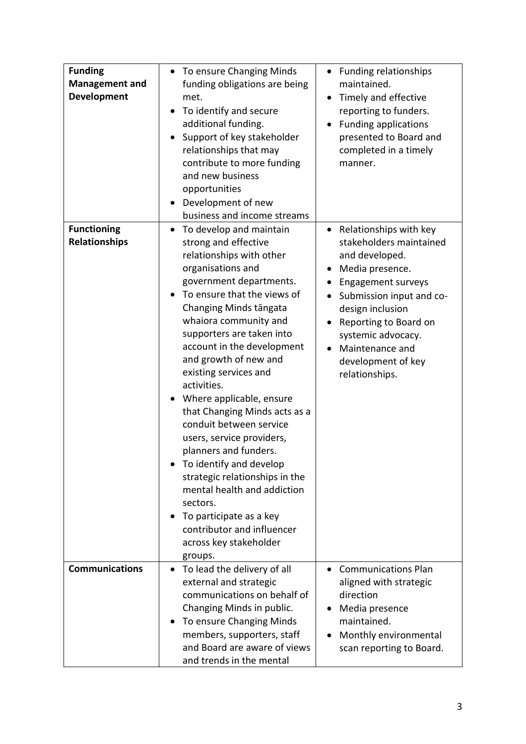| | | |
|---|---|---|
| **Funding Management and Development** | • To ensure Changing Minds funding obligations are being met.<br>• To identify and secure additional funding.<br>• Support of key stakeholder relationships that may contribute to more funding and new business opportunities<br>• Development of new business and income streams | • Funding relationships maintained.<br>• Timely and effective reporting to funders.<br>• Funding applications presented to Board and completed in a timely manner. |
| **Functioning Relationships** | • To develop and maintain strong and effective relationships with other organisations and government departments.<br>• To ensure that the views of Changing Minds tāngata whaiora community and supporters are taken into account in the development and growth of new and existing services and activities.<br>• Where applicable, ensure that Changing Minds acts as a conduit between service users, service providers, planners and funders.<br>• To identify and develop strategic relationships in the mental health and addiction sectors.<br>• To participate as a key contributor and influencer across key stakeholder groups. | • Relationships with key stakeholders maintained and developed.<br>• Media presence.<br>• Engagement surveys<br>• Submission input and co-design inclusion<br>• Reporting to Board on systemic advocacy.<br>• Maintenance and development of key relationships. |
| **Communications** | • To lead the delivery of all external and strategic communications on behalf of Changing Minds in public.<br>• To ensure Changing Minds members, supporters, staff and Board are aware of views and trends in the mental | • Communications Plan aligned with strategic direction<br>• Media presence maintained.<br>• Monthly environmental scan reporting to Board. |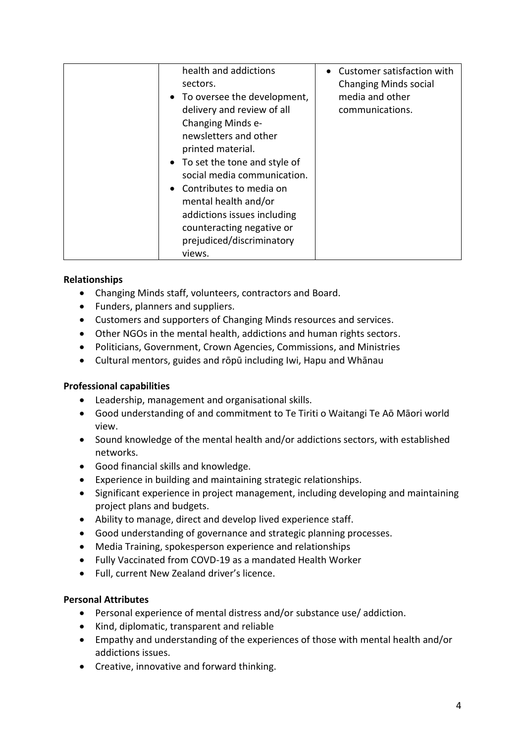| | | |
|---|---|---|
| | health and addictions sectors.<br>• To oversee the development, delivery and review of all Changing Minds e-newsletters and other printed material.<br>• To set the tone and style of social media communication.<br>• Contributes to media on mental health and/or addictions issues including counteracting negative or prejudiced/discriminatory views. | • Customer satisfaction with Changing Minds social media and other communications. |

**Relationships**

- Changing Minds staff, volunteers, contractors and Board.
- Funders, planners and suppliers.
- Customers and supporters of Changing Minds resources and services.
- Other NGOs in the mental health, addictions and human rights sectors.
- Politicians, Government, Crown Agencies, Commissions, and Ministries
- Cultural mentors, guides and rōpū including Iwi, Hapu and Whānau

**Professional capabilities**

- Leadership, management and organisational skills.
- Good understanding of and commitment to Te Tiriti o Waitangi Te Aō Māori world view.
- Sound knowledge of the mental health and/or addictions sectors, with established networks.
- Good financial skills and knowledge.
- Experience in building and maintaining strategic relationships.
- Significant experience in project management, including developing and maintaining project plans and budgets.
- Ability to manage, direct and develop lived experience staff.
- Good understanding of governance and strategic planning processes.
- Media Training, spokesperson experience and relationships
- Fully Vaccinated from COVD-19 as a mandated Health Worker
- Full, current New Zealand driver's licence.

**Personal Attributes**

- Personal experience of mental distress and/or substance use/ addiction.
- Kind, diplomatic, transparent and reliable
- Empathy and understanding of the experiences of those with mental health and/or addictions issues.
- Creative, innovative and forward thinking.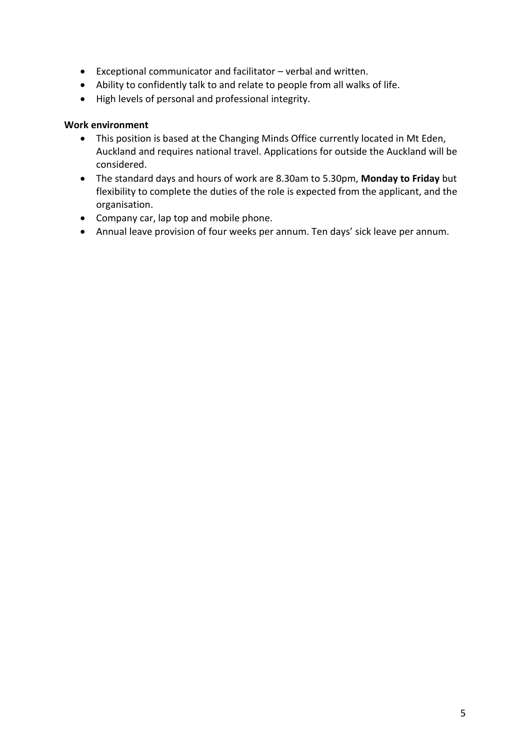- Exceptional communicator and facilitator – verbal and written.
- Ability to confidently talk to and relate to people from all walks of life.
- High levels of personal and professional integrity.

**Work environment**

- This position is based at the Changing Minds Office currently located in Mt Eden, Auckland and requires national travel. Applications for outside the Auckland will be considered.
- The standard days and hours of work are 8.30am to 5.30pm, **Monday to Friday** but flexibility to complete the duties of the role is expected from the applicant, and the organisation.
- Company car, lap top and mobile phone.
- Annual leave provision of four weeks per annum. Ten days' sick leave per annum.